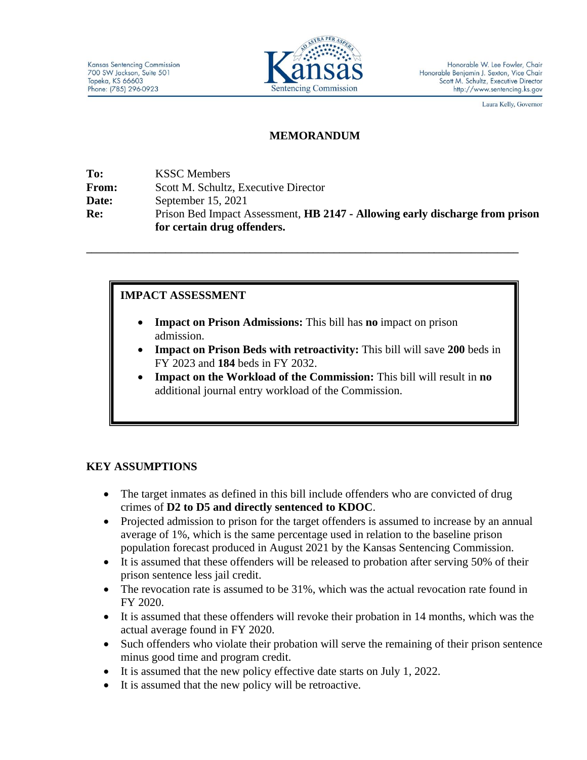Kansas Sentencing Commission
700 SW Jackson, Suite 501
Topeka, KS 66603
Phone: (785) 296-0923

Kansas Sentencing Commission

Honorable W. Lee Fowler, Chair
Honorable Benjamin J. Sexton, Vice Chair
Scott M. Schultz, Executive Director
http://www.sentencing.ks.gov

Laura Kelly, Governor

# MEMORANDUM

**To:** KSSC Members
**From:** Scott M. Schultz, Executive Director
**Date:** September 15, 2021
**Re:** Prison Bed Impact Assessment, **HB 2147 - Allowing early discharge from prison for certain drug offenders.**

---

## IMPACT ASSESSMENT

- **Impact on Prison Admissions:** This bill has **no** impact on prison admission.
- **Impact on Prison Beds with retroactivity:** This bill will save **200** beds in FY 2023 and **184** beds in FY 2032.
- **Impact on the Workload of the Commission:** This bill will result in **no** additional journal entry workload of the Commission.

## KEY ASSUMPTIONS

- The target inmates as defined in this bill include offenders who are convicted of drug crimes of **D2 to D5 and directly sentenced to KDOC**.
- Projected admission to prison for the target offenders is assumed to increase by an annual average of 1%, which is the same percentage used in relation to the baseline prison population forecast produced in August 2021 by the Kansas Sentencing Commission.
- It is assumed that these offenders will be released to probation after serving 50% of their prison sentence less jail credit.
- The revocation rate is assumed to be 31%, which was the actual revocation rate found in FY 2020.
- It is assumed that these offenders will revoke their probation in 14 months, which was the actual average found in FY 2020.
- Such offenders who violate their probation will serve the remaining of their prison sentence minus good time and program credit.
- It is assumed that the new policy effective date starts on July 1, 2022.
- It is assumed that the new policy will be retroactive.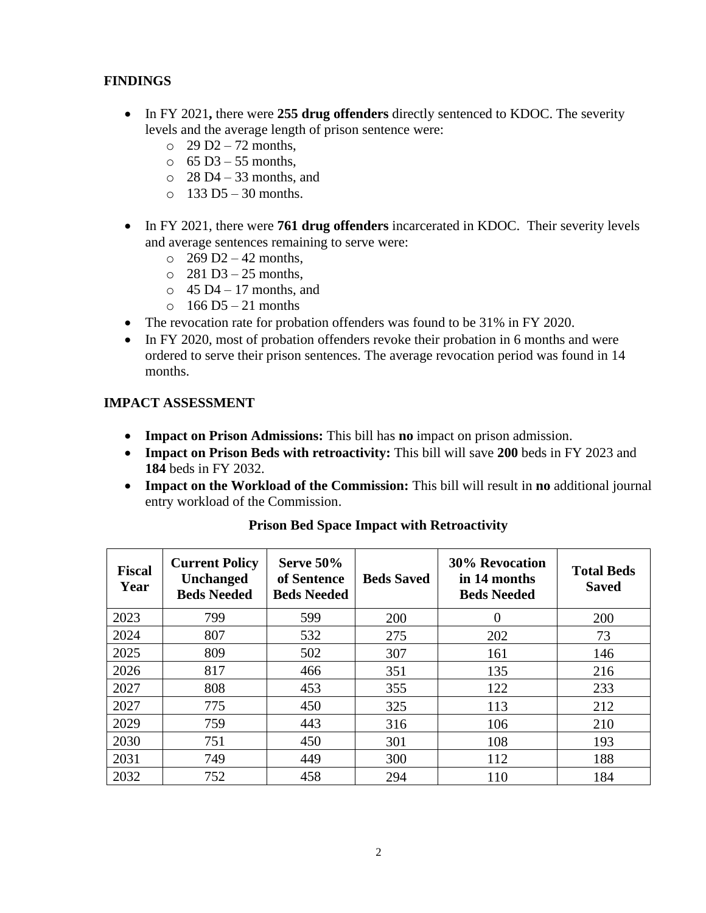## FINDINGS

- In FY 2021**,** there were **255 drug offenders** directly sentenced to KDOC. The severity levels and the average length of prison sentence were:
  - 29 D2 – 72 months,
  - 65 D3 – 55 months,
  - 28 D4 – 33 months, and
  - 133 D5 – 30 months.

- In FY 2021, there were **761 drug offenders** incarcerated in KDOC. Their severity levels and average sentences remaining to serve were:
  - 269 D2 – 42 months,
  - 281 D3 – 25 months,
  - 45 D4 – 17 months, and
  - 166 D5 – 21 months
- The revocation rate for probation offenders was found to be 31% in FY 2020.
- In FY 2020, most of probation offenders revoke their probation in 6 months and were ordered to serve their prison sentences. The average revocation period was found in 14 months.

## IMPACT ASSESSMENT

- **Impact on Prison Admissions:** This bill has **no** impact on prison admission.
- **Impact on Prison Beds with retroactivity:** This bill will save **200** beds in FY 2023 and **184** beds in FY 2032.
- **Impact on the Workload of the Commission:** This bill will result in **no** additional journal entry workload of the Commission.

**Prison Bed Space Impact with Retroactivity**

| Fiscal Year | Current Policy Unchanged Beds Needed | Serve 50% of Sentence Beds Needed | Beds Saved | 30% Revocation in 14 months Beds Needed | Total Beds Saved |
|---|---|---|---|---|---|
| 2023 | 799 | 599 | 200 | 0 | 200 |
| 2024 | 807 | 532 | 275 | 202 | 73 |
| 2025 | 809 | 502 | 307 | 161 | 146 |
| 2026 | 817 | 466 | 351 | 135 | 216 |
| 2027 | 808 | 453 | 355 | 122 | 233 |
| 2027 | 775 | 450 | 325 | 113 | 212 |
| 2029 | 759 | 443 | 316 | 106 | 210 |
| 2030 | 751 | 450 | 301 | 108 | 193 |
| 2031 | 749 | 449 | 300 | 112 | 188 |
| 2032 | 752 | 458 | 294 | 110 | 184 |